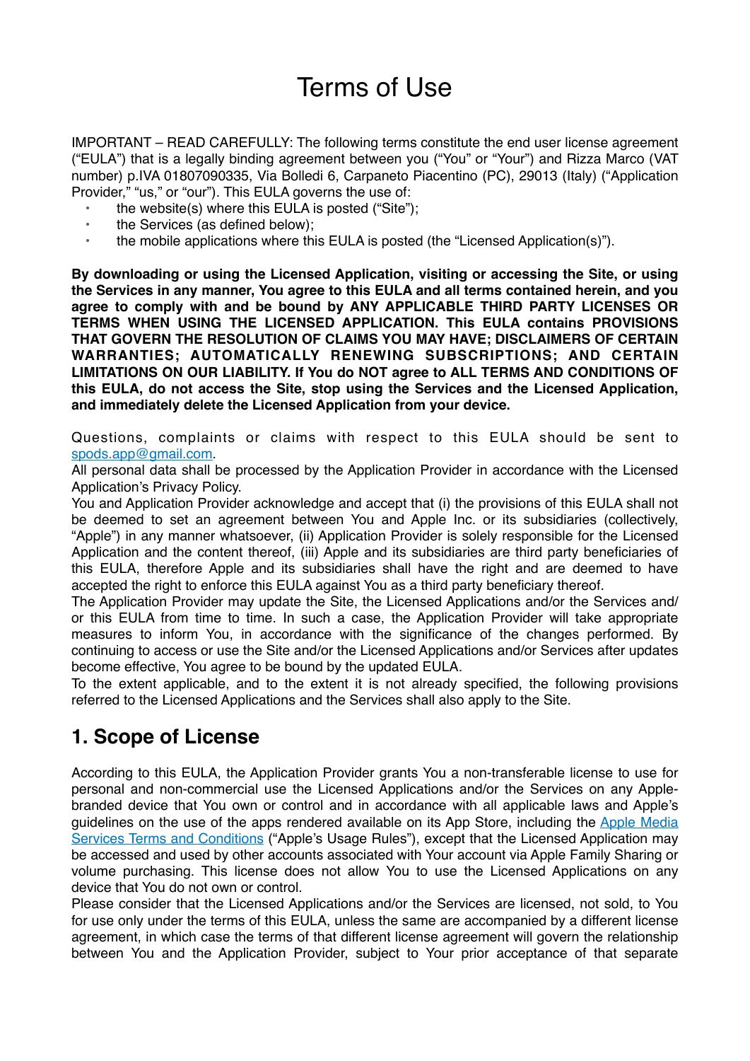# Terms of Use

IMPORTANT – READ CAREFULLY: The following terms constitute the end user license agreement ("EULA") that is a legally binding agreement between you ("You" or "Your") and Rizza Marco (VAT number) p.IVA 01807090335, Via Bolledi 6, Carpaneto Piacentino (PC), 29013 (Italy) ("Application Provider," "us," or "our"). This EULA governs the use of:

- the website(s) where this EULA is posted ("Site");
- the Services (as defined below);
- the mobile applications where this EULA is posted (the "Licensed Application(s)").

**By downloading or using the Licensed Application, visiting or accessing the Site, or using the Services in any manner, You agree to this EULA and all terms contained herein, and you agree to comply with and be bound by ANY APPLICABLE THIRD PARTY LICENSES OR TERMS WHEN USING THE LICENSED APPLICATION. This EULA contains PROVISIONS THAT GOVERN THE RESOLUTION OF CLAIMS YOU MAY HAVE; DISCLAIMERS OF CERTAIN WARRANTIES; AUTOMATICALLY RENEWING SUBSCRIPTIONS; AND CERTAIN LIMITATIONS ON OUR LIABILITY. If You do NOT agree to ALL TERMS AND CONDITIONS OF this EULA, do not access the Site, stop using the Services and the Licensed Application, and immediately delete the Licensed Application from your device.**

Questions, complaints or claims with respect to this EULA should be sent to [spods.app@gmail.com](mailto:spods.app@gmail.com).

All personal data shall be processed by the Application Provider in accordance with the Licensed Application's Privacy Policy.

You and Application Provider acknowledge and accept that (i) the provisions of this EULA shall not be deemed to set an agreement between You and Apple Inc. or its subsidiaries (collectively, "Apple") in any manner whatsoever, (ii) Application Provider is solely responsible for the Licensed Application and the content thereof, (iii) Apple and its subsidiaries are third party beneficiaries of this EULA, therefore Apple and its subsidiaries shall have the right and are deemed to have accepted the right to enforce this EULA against You as a third party beneficiary thereof.

The Application Provider may update the Site, the Licensed Applications and/or the Services and/or this EULA from time to time. In such a case, the Application Provider will take appropriate measures to inform You, in accordance with the significance of the changes performed. By continuing to access or use the Site and/or the Licensed Applications and/or Services after updates become effective, You agree to be bound by the updated EULA.

To the extent applicable, and to the extent it is not already specified, the following provisions referred to the Licensed Applications and the Services shall also apply to the Site.

## 1. Scope of License

According to this EULA, the Application Provider grants You a non-transferable license to use for personal and non-commercial use the Licensed Applications and/or the Services on any Apple-branded device that You own or control and in accordance with all applicable laws and Apple's guidelines on the use of the apps rendered available on its App Store, including the Apple Media Services Terms and Conditions ("Apple's Usage Rules"), except that the Licensed Application may be accessed and used by other accounts associated with Your account via Apple Family Sharing or volume purchasing. This license does not allow You to use the Licensed Applications on any device that You do not own or control.

Please consider that the Licensed Applications and/or the Services are licensed, not sold, to You for use only under the terms of this EULA, unless the same are accompanied by a different license agreement, in which case the terms of that different license agreement will govern the relationship between You and the Application Provider, subject to Your prior acceptance of that separate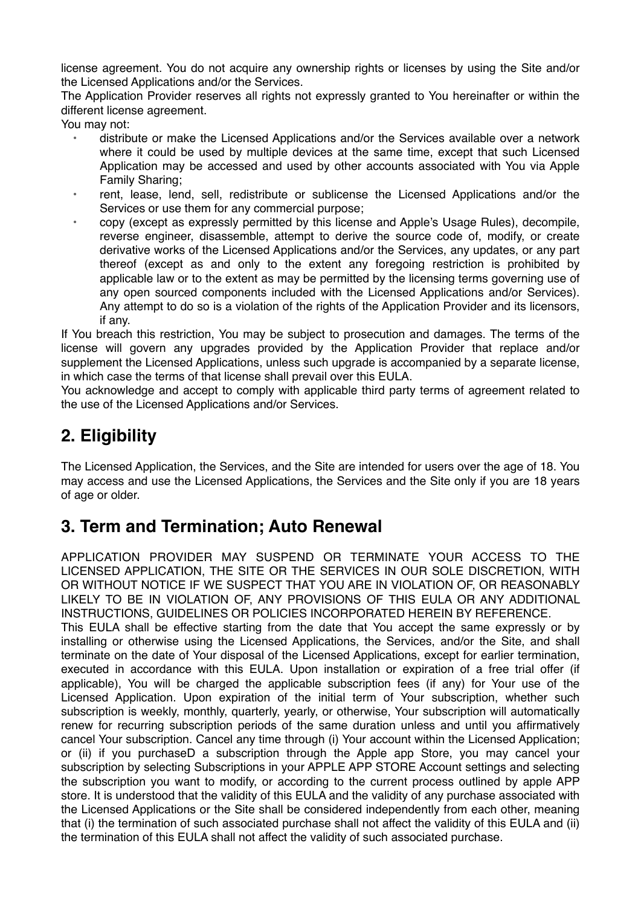license agreement. You do not acquire any ownership rights or licenses by using the Site and/or the Licensed Applications and/or the Services.
The Application Provider reserves all rights not expressly granted to You hereinafter or within the different license agreement.
You may not:

- distribute or make the Licensed Applications and/or the Services available over a network where it could be used by multiple devices at the same time, except that such Licensed Application may be accessed and used by other accounts associated with You via Apple Family Sharing;
- rent, lease, lend, sell, redistribute or sublicense the Licensed Applications and/or the Services or use them for any commercial purpose;
- copy (except as expressly permitted by this license and Apple's Usage Rules), decompile, reverse engineer, disassemble, attempt to derive the source code of, modify, or create derivative works of the Licensed Applications and/or the Services, any updates, or any part thereof (except as and only to the extent any foregoing restriction is prohibited by applicable law or to the extent as may be permitted by the licensing terms governing use of any open sourced components included with the Licensed Applications and/or Services). Any attempt to do so is a violation of the rights of the Application Provider and its licensors, if any.

If You breach this restriction, You may be subject to prosecution and damages. The terms of the license will govern any upgrades provided by the Application Provider that replace and/or supplement the Licensed Applications, unless such upgrade is accompanied by a separate license, in which case the terms of that license shall prevail over this EULA.
You acknowledge and accept to comply with applicable third party terms of agreement related to the use of the Licensed Applications and/or Services.

## 2. Eligibility

The Licensed Application, the Services, and the Site are intended for users over the age of 18. You may access and use the Licensed Applications, the Services and the Site only if you are 18 years of age or older.

## 3. Term and Termination; Auto Renewal

APPLICATION PROVIDER MAY SUSPEND OR TERMINATE YOUR ACCESS TO THE LICENSED APPLICATION, THE SITE OR THE SERVICES IN OUR SOLE DISCRETION, WITH OR WITHOUT NOTICE IF WE SUSPECT THAT YOU ARE IN VIOLATION OF, OR REASONABLY LIKELY TO BE IN VIOLATION OF, ANY PROVISIONS OF THIS EULA OR ANY ADDITIONAL INSTRUCTIONS, GUIDELINES OR POLICIES INCORPORATED HEREIN BY REFERENCE.
This EULA shall be effective starting from the date that You accept the same expressly or by installing or otherwise using the Licensed Applications, the Services, and/or the Site, and shall terminate on the date of Your disposal of the Licensed Applications, except for earlier termination, executed in accordance with this EULA. Upon installation or expiration of a free trial offer (if applicable), You will be charged the applicable subscription fees (if any) for Your use of the Licensed Application. Upon expiration of the initial term of Your subscription, whether such subscription is weekly, monthly, quarterly, yearly, or otherwise, Your subscription will automatically renew for recurring subscription periods of the same duration unless and until you affirmatively cancel Your subscription. Cancel any time through (i) Your account within the Licensed Application; or (ii) if you purchaseD a subscription through the Apple app Store, you may cancel your subscription by selecting Subscriptions in your APPLE APP STORE Account settings and selecting the subscription you want to modify, or according to the current process outlined by apple APP store. It is understood that the validity of this EULA and the validity of any purchase associated with the Licensed Applications or the Site shall be considered independently from each other, meaning that (i) the termination of such associated purchase shall not affect the validity of this EULA and (ii) the termination of this EULA shall not affect the validity of such associated purchase.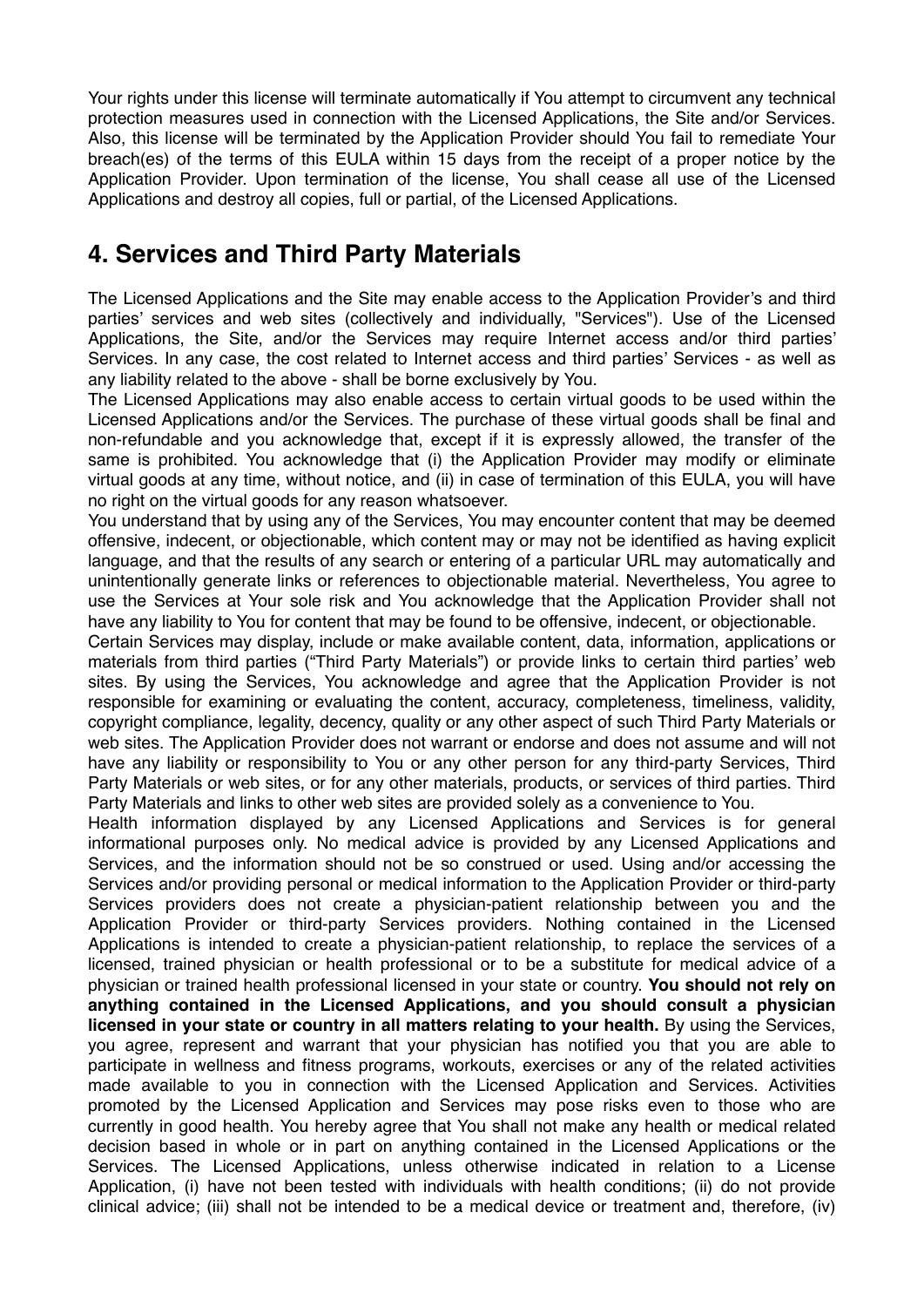Your rights under this license will terminate automatically if You attempt to circumvent any technical protection measures used in connection with the Licensed Applications, the Site and/or Services. Also, this license will be terminated by the Application Provider should You fail to remediate Your breach(es) of the terms of this EULA within 15 days from the receipt of a proper notice by the Application Provider. Upon termination of the license, You shall cease all use of the Licensed Applications and destroy all copies, full or partial, of the Licensed Applications.

## 4. Services and Third Party Materials

The Licensed Applications and the Site may enable access to the Application Provider's and third parties' services and web sites (collectively and individually, "Services"). Use of the Licensed Applications, the Site, and/or the Services may require Internet access and/or third parties' Services. In any case, the cost related to Internet access and third parties' Services - as well as any liability related to the above - shall be borne exclusively by You.

The Licensed Applications may also enable access to certain virtual goods to be used within the Licensed Applications and/or the Services. The purchase of these virtual goods shall be final and non-refundable and you acknowledge that, except if it is expressly allowed, the transfer of the same is prohibited. You acknowledge that (i) the Application Provider may modify or eliminate virtual goods at any time, without notice, and (ii) in case of termination of this EULA, you will have no right on the virtual goods for any reason whatsoever.

You understand that by using any of the Services, You may encounter content that may be deemed offensive, indecent, or objectionable, which content may or may not be identified as having explicit language, and that the results of any search or entering of a particular URL may automatically and unintentionally generate links or references to objectionable material. Nevertheless, You agree to use the Services at Your sole risk and You acknowledge that the Application Provider shall not have any liability to You for content that may be found to be offensive, indecent, or objectionable.

Certain Services may display, include or make available content, data, information, applications or materials from third parties ("Third Party Materials") or provide links to certain third parties' web sites. By using the Services, You acknowledge and agree that the Application Provider is not responsible for examining or evaluating the content, accuracy, completeness, timeliness, validity, copyright compliance, legality, decency, quality or any other aspect of such Third Party Materials or web sites. The Application Provider does not warrant or endorse and does not assume and will not have any liability or responsibility to You or any other person for any third-party Services, Third Party Materials or web sites, or for any other materials, products, or services of third parties. Third Party Materials and links to other web sites are provided solely as a convenience to You.

Health information displayed by any Licensed Applications and Services is for general informational purposes only. No medical advice is provided by any Licensed Applications and Services, and the information should not be so construed or used. Using and/or accessing the Services and/or providing personal or medical information to the Application Provider or third-party Services providers does not create a physician-patient relationship between you and the Application Provider or third-party Services providers. Nothing contained in the Licensed Applications is intended to create a physician-patient relationship, to replace the services of a licensed, trained physician or health professional or to be a substitute for medical advice of a physician or trained health professional licensed in your state or country. **You should not rely on anything contained in the Licensed Applications, and you should consult a physician licensed in your state or country in all matters relating to your health.** By using the Services, you agree, represent and warrant that your physician has notified you that you are able to participate in wellness and fitness programs, workouts, exercises or any of the related activities made available to you in connection with the Licensed Application and Services. Activities promoted by the Licensed Application and Services may pose risks even to those who are currently in good health. You hereby agree that You shall not make any health or medical related decision based in whole or in part on anything contained in the Licensed Applications or the Services. The Licensed Applications, unless otherwise indicated in relation to a License Application, (i) have not been tested with individuals with health conditions; (ii) do not provide clinical advice; (iii) shall not be intended to be a medical device or treatment and, therefore, (iv)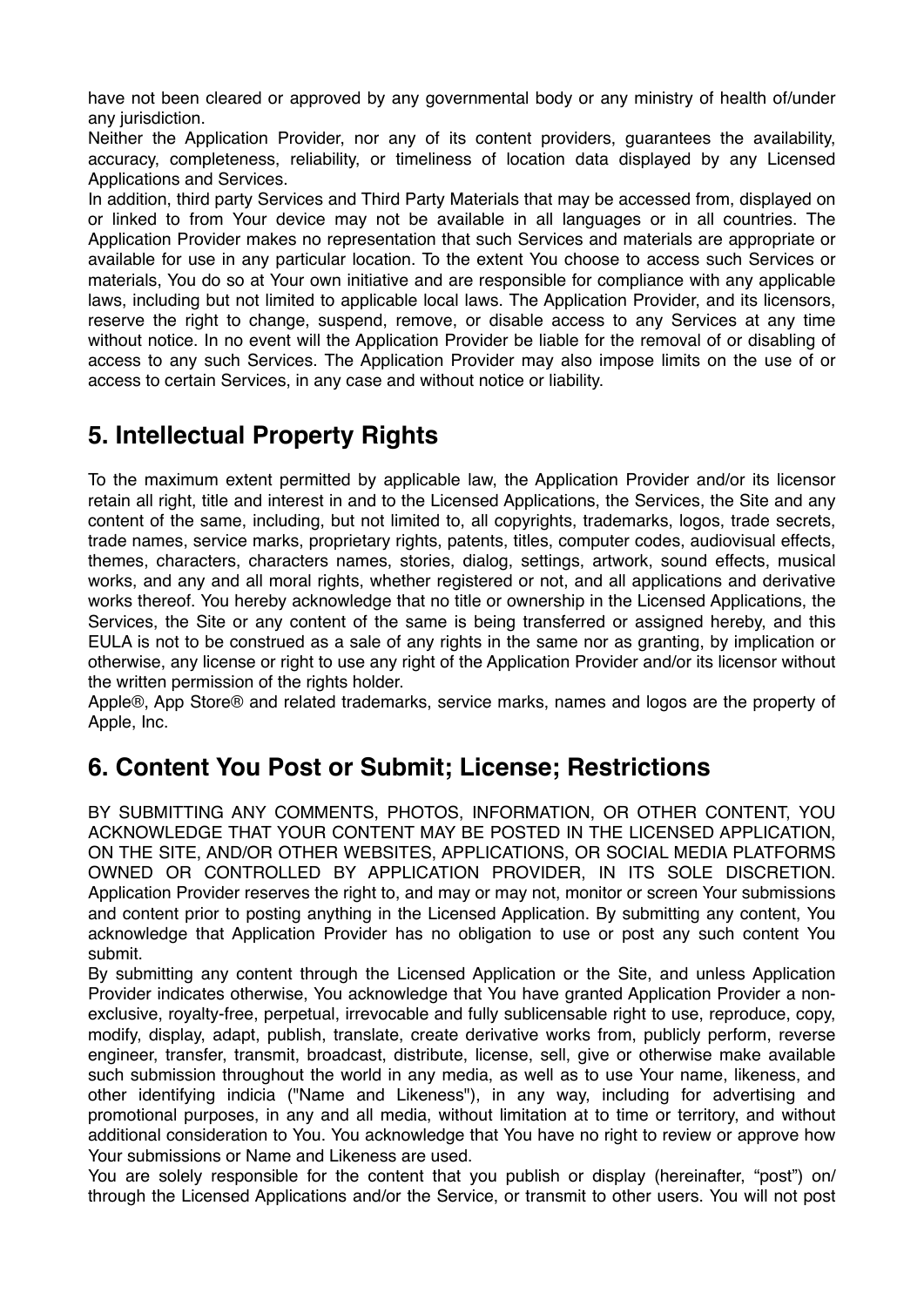have not been cleared or approved by any governmental body or any ministry of health of/under any jurisdiction.

Neither the Application Provider, nor any of its content providers, guarantees the availability, accuracy, completeness, reliability, or timeliness of location data displayed by any Licensed Applications and Services.

In addition, third party Services and Third Party Materials that may be accessed from, displayed on or linked to from Your device may not be available in all languages or in all countries. The Application Provider makes no representation that such Services and materials are appropriate or available for use in any particular location. To the extent You choose to access such Services or materials, You do so at Your own initiative and are responsible for compliance with any applicable laws, including but not limited to applicable local laws. The Application Provider, and its licensors, reserve the right to change, suspend, remove, or disable access to any Services at any time without notice. In no event will the Application Provider be liable for the removal of or disabling of access to any such Services. The Application Provider may also impose limits on the use of or access to certain Services, in any case and without notice or liability.

## 5. Intellectual Property Rights

To the maximum extent permitted by applicable law, the Application Provider and/or its licensor retain all right, title and interest in and to the Licensed Applications, the Services, the Site and any content of the same, including, but not limited to, all copyrights, trademarks, logos, trade secrets, trade names, service marks, proprietary rights, patents, titles, computer codes, audiovisual effects, themes, characters, characters names, stories, dialog, settings, artwork, sound effects, musical works, and any and all moral rights, whether registered or not, and all applications and derivative works thereof. You hereby acknowledge that no title or ownership in the Licensed Applications, the Services, the Site or any content of the same is being transferred or assigned hereby, and this EULA is not to be construed as a sale of any rights in the same nor as granting, by implication or otherwise, any license or right to use any right of the Application Provider and/or its licensor without the written permission of the rights holder.

Apple®, App Store® and related trademarks, service marks, names and logos are the property of Apple, Inc.

## 6. Content You Post or Submit; License; Restrictions

BY SUBMITTING ANY COMMENTS, PHOTOS, INFORMATION, OR OTHER CONTENT, YOU ACKNOWLEDGE THAT YOUR CONTENT MAY BE POSTED IN THE LICENSED APPLICATION, ON THE SITE, AND/OR OTHER WEBSITES, APPLICATIONS, OR SOCIAL MEDIA PLATFORMS OWNED OR CONTROLLED BY APPLICATION PROVIDER, IN ITS SOLE DISCRETION. Application Provider reserves the right to, and may or may not, monitor or screen Your submissions and content prior to posting anything in the Licensed Application. By submitting any content, You acknowledge that Application Provider has no obligation to use or post any such content You submit.

By submitting any content through the Licensed Application or the Site, and unless Application Provider indicates otherwise, You acknowledge that You have granted Application Provider a non-exclusive, royalty-free, perpetual, irrevocable and fully sublicensable right to use, reproduce, copy, modify, display, adapt, publish, translate, create derivative works from, publicly perform, reverse engineer, transfer, transmit, broadcast, distribute, license, sell, give or otherwise make available such submission throughout the world in any media, as well as to use Your name, likeness, and other identifying indicia ("Name and Likeness"), in any way, including for advertising and promotional purposes, in any and all media, without limitation at to time or territory, and without additional consideration to You. You acknowledge that You have no right to review or approve how Your submissions or Name and Likeness are used.

You are solely responsible for the content that you publish or display (hereinafter, "post") on/through the Licensed Applications and/or the Service, or transmit to other users. You will not post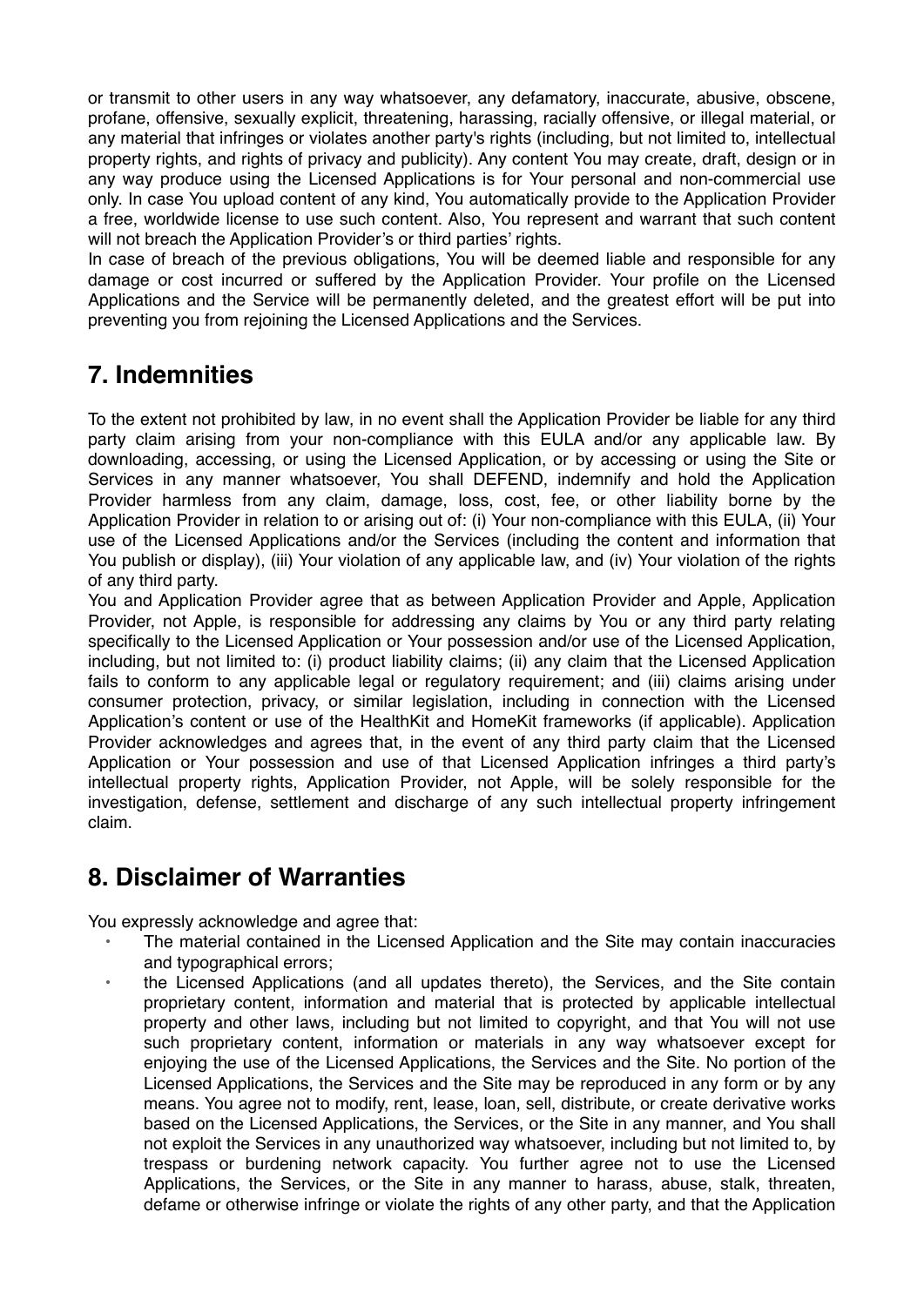or transmit to other users in any way whatsoever, any defamatory, inaccurate, abusive, obscene, profane, offensive, sexually explicit, threatening, harassing, racially offensive, or illegal material, or any material that infringes or violates another party's rights (including, but not limited to, intellectual property rights, and rights of privacy and publicity). Any content You may create, draft, design or in any way produce using the Licensed Applications is for Your personal and non-commercial use only. In case You upload content of any kind, You automatically provide to the Application Provider a free, worldwide license to use such content. Also, You represent and warrant that such content will not breach the Application Provider's or third parties' rights.
In case of breach of the previous obligations, You will be deemed liable and responsible for any damage or cost incurred or suffered by the Application Provider. Your profile on the Licensed Applications and the Service will be permanently deleted, and the greatest effort will be put into preventing you from rejoining the Licensed Applications and the Services.

## 7. Indemnities

To the extent not prohibited by law, in no event shall the Application Provider be liable for any third party claim arising from your non-compliance with this EULA and/or any applicable law. By downloading, accessing, or using the Licensed Application, or by accessing or using the Site or Services in any manner whatsoever, You shall DEFEND, indemnify and hold the Application Provider harmless from any claim, damage, loss, cost, fee, or other liability borne by the Application Provider in relation to or arising out of: (i) Your non-compliance with this EULA, (ii) Your use of the Licensed Applications and/or the Services (including the content and information that You publish or display), (iii) Your violation of any applicable law, and (iv) Your violation of the rights of any third party.
You and Application Provider agree that as between Application Provider and Apple, Application Provider, not Apple, is responsible for addressing any claims by You or any third party relating specifically to the Licensed Application or Your possession and/or use of the Licensed Application, including, but not limited to: (i) product liability claims; (ii) any claim that the Licensed Application fails to conform to any applicable legal or regulatory requirement; and (iii) claims arising under consumer protection, privacy, or similar legislation, including in connection with the Licensed Application's content or use of the HealthKit and HomeKit frameworks (if applicable). Application Provider acknowledges and agrees that, in the event of any third party claim that the Licensed Application or Your possession and use of that Licensed Application infringes a third party's intellectual property rights, Application Provider, not Apple, will be solely responsible for the investigation, defense, settlement and discharge of any such intellectual property infringement claim.

## 8. Disclaimer of Warranties

You expressly acknowledge and agree that:

- The material contained in the Licensed Application and the Site may contain inaccuracies and typographical errors;
- the Licensed Applications (and all updates thereto), the Services, and the Site contain proprietary content, information and material that is protected by applicable intellectual property and other laws, including but not limited to copyright, and that You will not use such proprietary content, information or materials in any way whatsoever except for enjoying the use of the Licensed Applications, the Services and the Site. No portion of the Licensed Applications, the Services and the Site may be reproduced in any form or by any means. You agree not to modify, rent, lease, loan, sell, distribute, or create derivative works based on the Licensed Applications, the Services, or the Site in any manner, and You shall not exploit the Services in any unauthorized way whatsoever, including but not limited to, by trespass or burdening network capacity. You further agree not to use the Licensed Applications, the Services, or the Site in any manner to harass, abuse, stalk, threaten, defame or otherwise infringe or violate the rights of any other party, and that the Application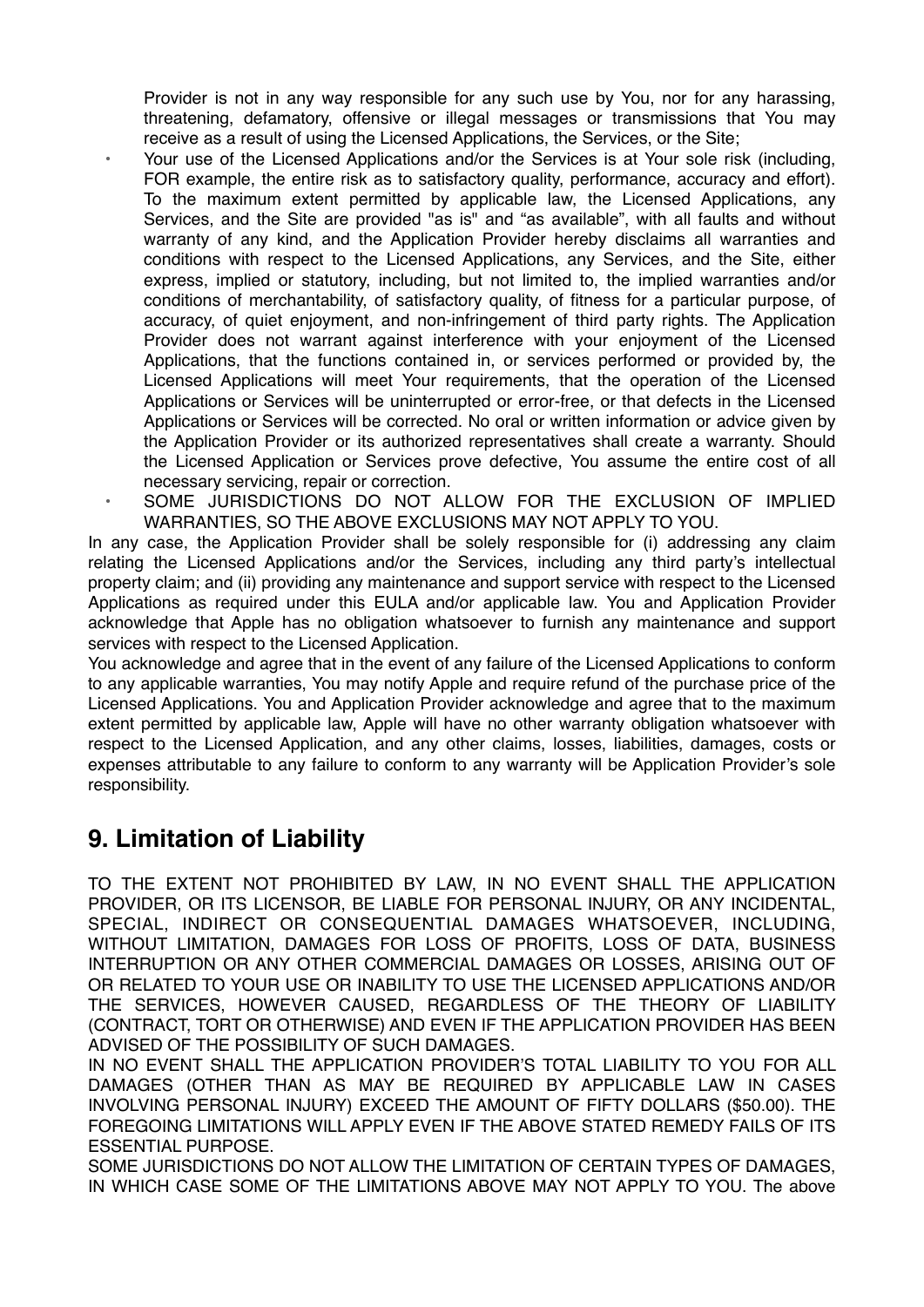Provider is not in any way responsible for any such use by You, nor for any harassing, threatening, defamatory, offensive or illegal messages or transmissions that You may receive as a result of using the Licensed Applications, the Services, or the Site;

- Your use of the Licensed Applications and/or the Services is at Your sole risk (including, FOR example, the entire risk as to satisfactory quality, performance, accuracy and effort). To the maximum extent permitted by applicable law, the Licensed Applications, any Services, and the Site are provided "as is" and "as available", with all faults and without warranty of any kind, and the Application Provider hereby disclaims all warranties and conditions with respect to the Licensed Applications, any Services, and the Site, either express, implied or statutory, including, but not limited to, the implied warranties and/or conditions of merchantability, of satisfactory quality, of fitness for a particular purpose, of accuracy, of quiet enjoyment, and non-infringement of third party rights. The Application Provider does not warrant against interference with your enjoyment of the Licensed Applications, that the functions contained in, or services performed or provided by, the Licensed Applications will meet Your requirements, that the operation of the Licensed Applications or Services will be uninterrupted or error-free, or that defects in the Licensed Applications or Services will be corrected. No oral or written information or advice given by the Application Provider or its authorized representatives shall create a warranty. Should the Licensed Application or Services prove defective, You assume the entire cost of all necessary servicing, repair or correction.
- SOME JURISDICTIONS DO NOT ALLOW FOR THE EXCLUSION OF IMPLIED WARRANTIES, SO THE ABOVE EXCLUSIONS MAY NOT APPLY TO YOU.

In any case, the Application Provider shall be solely responsible for (i) addressing any claim relating the Licensed Applications and/or the Services, including any third party's intellectual property claim; and (ii) providing any maintenance and support service with respect to the Licensed Applications as required under this EULA and/or applicable law. You and Application Provider acknowledge that Apple has no obligation whatsoever to furnish any maintenance and support services with respect to the Licensed Application.

You acknowledge and agree that in the event of any failure of the Licensed Applications to conform to any applicable warranties, You may notify Apple and require refund of the purchase price of the Licensed Applications. You and Application Provider acknowledge and agree that to the maximum extent permitted by applicable law, Apple will have no other warranty obligation whatsoever with respect to the Licensed Application, and any other claims, losses, liabilities, damages, costs or expenses attributable to any failure to conform to any warranty will be Application Provider's sole responsibility.

## 9. Limitation of Liability

TO THE EXTENT NOT PROHIBITED BY LAW, IN NO EVENT SHALL THE APPLICATION PROVIDER, OR ITS LICENSOR, BE LIABLE FOR PERSONAL INJURY, OR ANY INCIDENTAL, SPECIAL, INDIRECT OR CONSEQUENTIAL DAMAGES WHATSOEVER, INCLUDING, WITHOUT LIMITATION, DAMAGES FOR LOSS OF PROFITS, LOSS OF DATA, BUSINESS INTERRUPTION OR ANY OTHER COMMERCIAL DAMAGES OR LOSSES, ARISING OUT OF OR RELATED TO YOUR USE OR INABILITY TO USE THE LICENSED APPLICATIONS AND/OR THE SERVICES, HOWEVER CAUSED, REGARDLESS OF THE THEORY OF LIABILITY (CONTRACT, TORT OR OTHERWISE) AND EVEN IF THE APPLICATION PROVIDER HAS BEEN ADVISED OF THE POSSIBILITY OF SUCH DAMAGES.

IN NO EVENT SHALL THE APPLICATION PROVIDER'S TOTAL LIABILITY TO YOU FOR ALL DAMAGES (OTHER THAN AS MAY BE REQUIRED BY APPLICABLE LAW IN CASES INVOLVING PERSONAL INJURY) EXCEED THE AMOUNT OF FIFTY DOLLARS ($50.00). THE FOREGOING LIMITATIONS WILL APPLY EVEN IF THE ABOVE STATED REMEDY FAILS OF ITS ESSENTIAL PURPOSE.

SOME JURISDICTIONS DO NOT ALLOW THE LIMITATION OF CERTAIN TYPES OF DAMAGES, IN WHICH CASE SOME OF THE LIMITATIONS ABOVE MAY NOT APPLY TO YOU. The above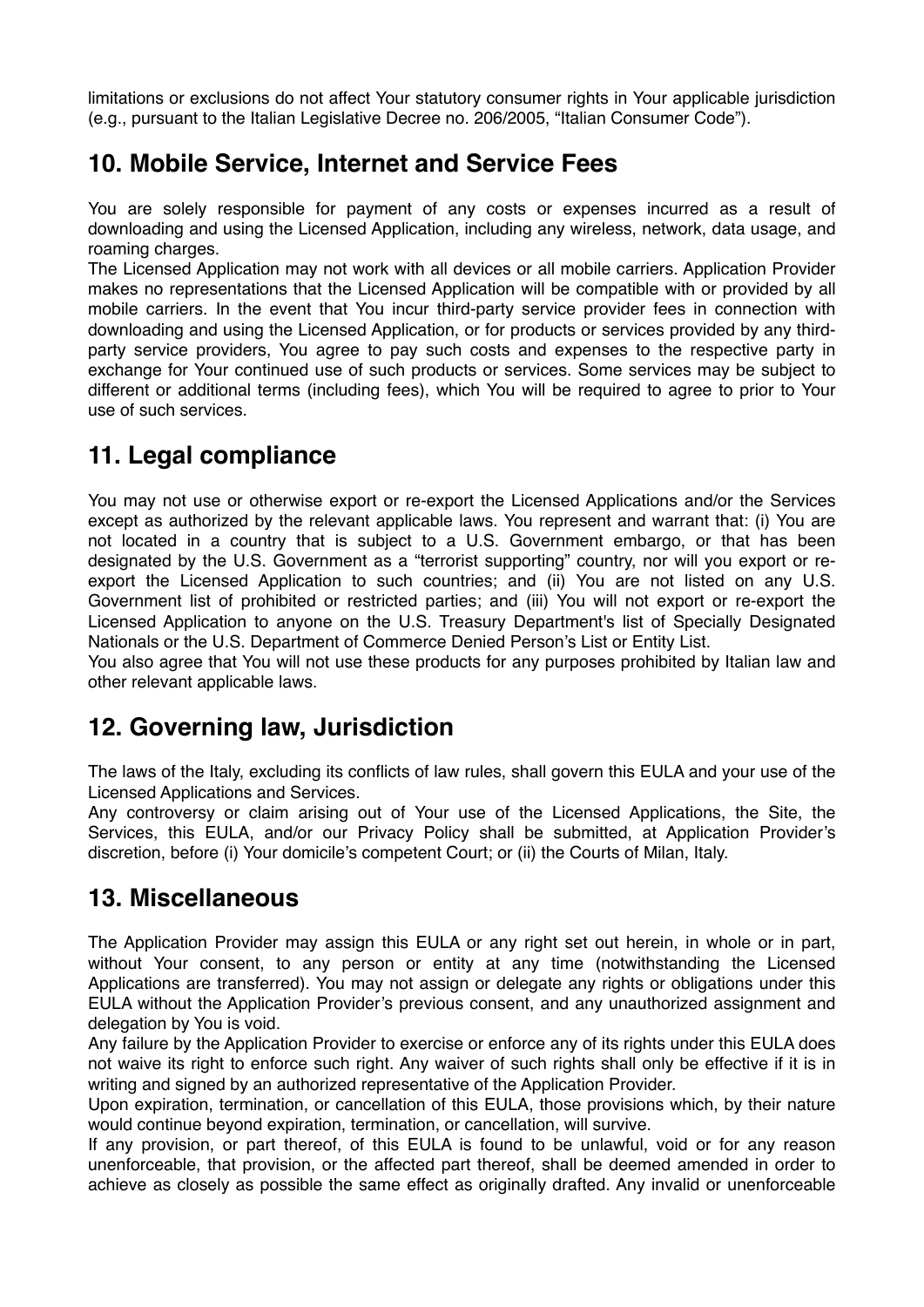limitations or exclusions do not affect Your statutory consumer rights in Your applicable jurisdiction (e.g., pursuant to the Italian Legislative Decree no. 206/2005, "Italian Consumer Code").

## 10. Mobile Service, Internet and Service Fees

You are solely responsible for payment of any costs or expenses incurred as a result of downloading and using the Licensed Application, including any wireless, network, data usage, and roaming charges.
The Licensed Application may not work with all devices or all mobile carriers. Application Provider makes no representations that the Licensed Application will be compatible with or provided by all mobile carriers. In the event that You incur third-party service provider fees in connection with downloading and using the Licensed Application, or for products or services provided by any third-party service providers, You agree to pay such costs and expenses to the respective party in exchange for Your continued use of such products or services. Some services may be subject to different or additional terms (including fees), which You will be required to agree to prior to Your use of such services.

## 11. Legal compliance

You may not use or otherwise export or re-export the Licensed Applications and/or the Services except as authorized by the relevant applicable laws. You represent and warrant that: (i) You are not located in a country that is subject to a U.S. Government embargo, or that has been designated by the U.S. Government as a "terrorist supporting" country, nor will you export or re-export the Licensed Application to such countries; and (ii) You are not listed on any U.S. Government list of prohibited or restricted parties; and (iii) You will not export or re-export the Licensed Application to anyone on the U.S. Treasury Department's list of Specially Designated Nationals or the U.S. Department of Commerce Denied Person's List or Entity List.
You also agree that You will not use these products for any purposes prohibited by Italian law and other relevant applicable laws.

## 12. Governing law, Jurisdiction

The laws of the Italy, excluding its conflicts of law rules, shall govern this EULA and your use of the Licensed Applications and Services.
Any controversy or claim arising out of Your use of the Licensed Applications, the Site, the Services, this EULA, and/or our Privacy Policy shall be submitted, at Application Provider's discretion, before (i) Your domicile's competent Court; or (ii) the Courts of Milan, Italy.

## 13. Miscellaneous

The Application Provider may assign this EULA or any right set out herein, in whole or in part, without Your consent, to any person or entity at any time (notwithstanding the Licensed Applications are transferred). You may not assign or delegate any rights or obligations under this EULA without the Application Provider's previous consent, and any unauthorized assignment and delegation by You is void.
Any failure by the Application Provider to exercise or enforce any of its rights under this EULA does not waive its right to enforce such right. Any waiver of such rights shall only be effective if it is in writing and signed by an authorized representative of the Application Provider.
Upon expiration, termination, or cancellation of this EULA, those provisions which, by their nature would continue beyond expiration, termination, or cancellation, will survive.
If any provision, or part thereof, of this EULA is found to be unlawful, void or for any reason unenforceable, that provision, or the affected part thereof, shall be deemed amended in order to achieve as closely as possible the same effect as originally drafted. Any invalid or unenforceable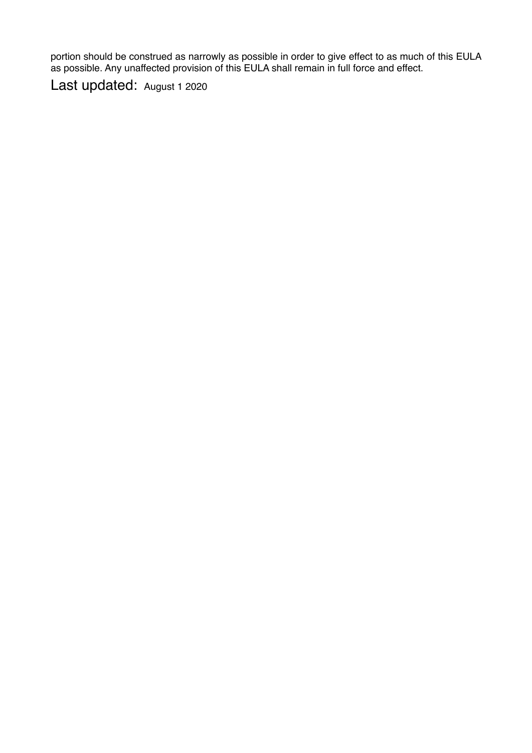portion should be construed as narrowly as possible in order to give effect to as much of this EULA as possible. Any unaffected provision of this EULA shall remain in full force and effect.

Last updated: August 1 2020